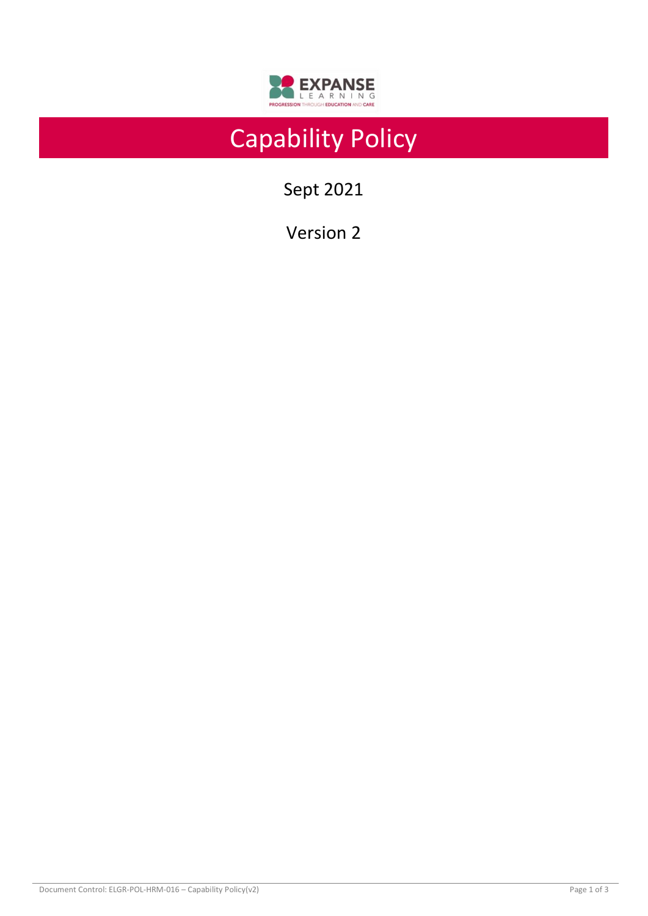# Capability Policy

Sept 2021

Version 2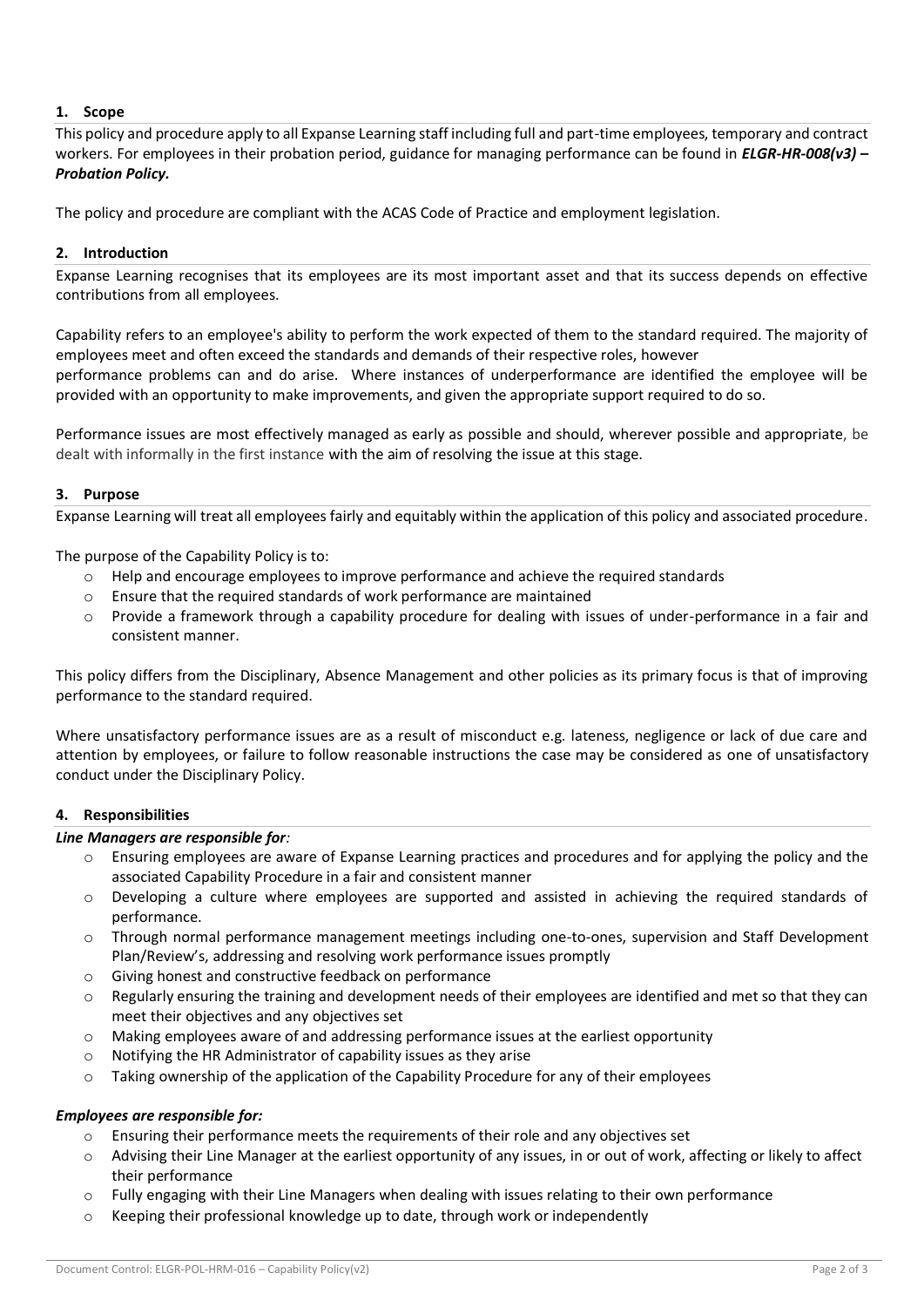## 1. Scope

This policy and procedure apply to all Expanse Learning staff including full and part-time employees, temporary and contract workers. For employees in their probation period, guidance for managing performance can be found in ***ELGR-HR-008(v3) – Probation Policy.***

The policy and procedure are compliant with the ACAS Code of Practice and employment legislation.

## 2. Introduction

Expanse Learning recognises that its employees are its most important asset and that its success depends on effective contributions from all employees.

Capability refers to an employee's ability to perform the work expected of them to the standard required. The majority of employees meet and often exceed the standards and demands of their respective roles, however performance problems can and do arise. Where instances of underperformance are identified the employee will be provided with an opportunity to make improvements, and given the appropriate support required to do so.

Performance issues are most effectively managed as early as possible and should, wherever possible and appropriate, be dealt with informally in the first instance with the aim of resolving the issue at this stage.

## 3. Purpose

Expanse Learning will treat all employees fairly and equitably within the application of this policy and associated procedure.

The purpose of the Capability Policy is to:

- Help and encourage employees to improve performance and achieve the required standards
- Ensure that the required standards of work performance are maintained
- Provide a framework through a capability procedure for dealing with issues of under-performance in a fair and consistent manner.

This policy differs from the Disciplinary, Absence Management and other policies as its primary focus is that of improving performance to the standard required.

Where unsatisfactory performance issues are as a result of misconduct e.g. lateness, negligence or lack of due care and attention by employees, or failure to follow reasonable instructions the case may be considered as one of unsatisfactory conduct under the Disciplinary Policy.

## 4. Responsibilities

***Line Managers are responsible for:***

- Ensuring employees are aware of Expanse Learning practices and procedures and for applying the policy and the associated Capability Procedure in a fair and consistent manner
- Developing a culture where employees are supported and assisted in achieving the required standards of performance.
- Through normal performance management meetings including one-to-ones, supervision and Staff Development Plan/Review's, addressing and resolving work performance issues promptly
- Giving honest and constructive feedback on performance
- Regularly ensuring the training and development needs of their employees are identified and met so that they can meet their objectives and any objectives set
- Making employees aware of and addressing performance issues at the earliest opportunity
- Notifying the HR Administrator of capability issues as they arise
- Taking ownership of the application of the Capability Procedure for any of their employees

***Employees are responsible for:***

- Ensuring their performance meets the requirements of their role and any objectives set
- Advising their Line Manager at the earliest opportunity of any issues, in or out of work, affecting or likely to affect their performance
- Fully engaging with their Line Managers when dealing with issues relating to their own performance
- Keeping their professional knowledge up to date, through work or independently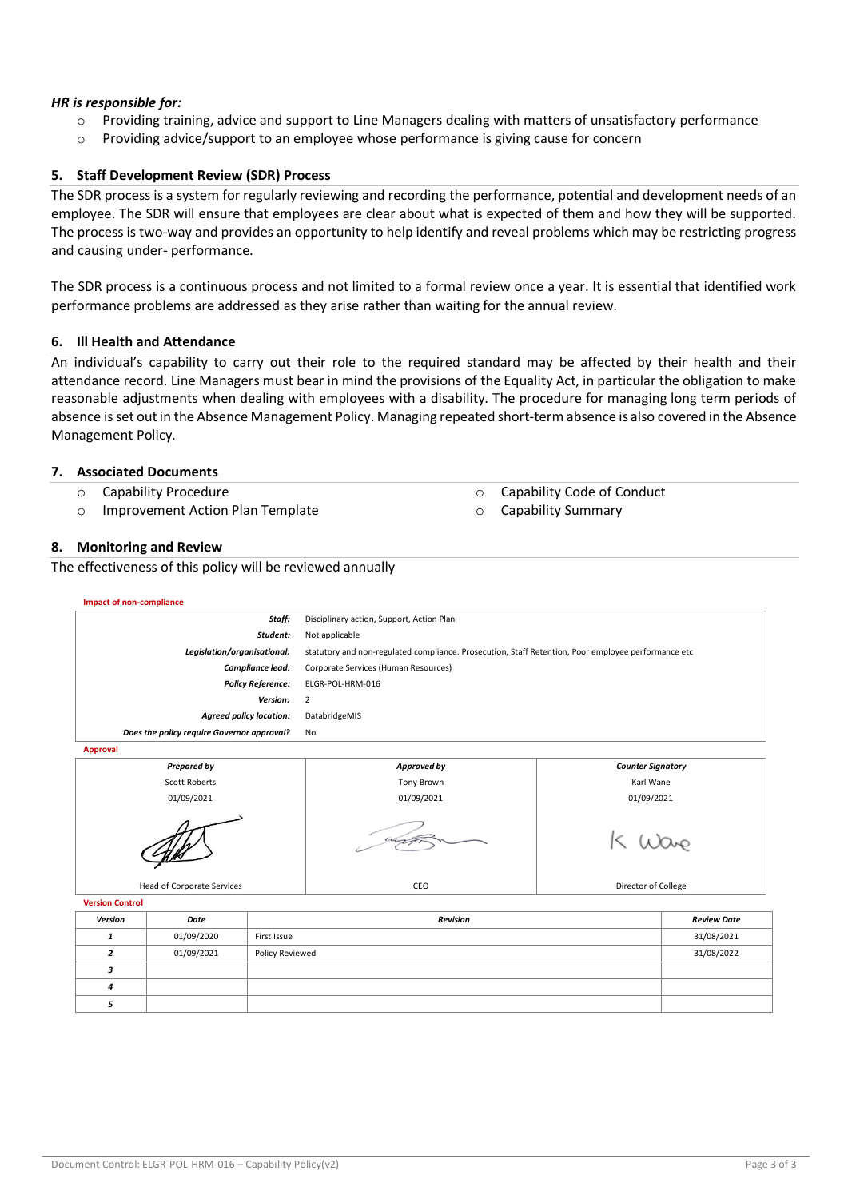*HR is responsible for:*

- Providing training, advice and support to Line Managers dealing with matters of unsatisfactory performance
- Providing advice/support to an employee whose performance is giving cause for concern

## 5. Staff Development Review (SDR) Process

The SDR process is a system for regularly reviewing and recording the performance, potential and development needs of an employee. The SDR will ensure that employees are clear about what is expected of them and how they will be supported. The process is two-way and provides an opportunity to help identify and reveal problems which may be restricting progress and causing under- performance.

The SDR process is a continuous process and not limited to a formal review once a year. It is essential that identified work performance problems are addressed as they arise rather than waiting for the annual review.

## 6. Ill Health and Attendance

An individual's capability to carry out their role to the required standard may be affected by their health and their attendance record. Line Managers must bear in mind the provisions of the Equality Act, in particular the obligation to make reasonable adjustments when dealing with employees with a disability. The procedure for managing long term periods of absence is set out in the Absence Management Policy. Managing repeated short-term absence is also covered in the Absence Management Policy.

## 7. Associated Documents

- Capability Procedure
- Improvement Action Plan Template
- Capability Code of Conduct
- Capability Summary

## 8. Monitoring and Review

The effectiveness of this policy will be reviewed annually

**Impact of non-compliance**

| | |
|---|---|
| ***Staff:*** | Disciplinary action, Support, Action Plan |
| ***Student:*** | Not applicable |
| ***Legislation/organisational:*** | statutory and non-regulated compliance. Prosecution, Staff Retention, Poor employee performance etc |
| ***Compliance lead:*** | Corporate Services (Human Resources) |
| ***Policy Reference:*** | ELGR-POL-HRM-016 |
| ***Version:*** | 2 |
| ***Agreed policy location:*** | DatabridgeMIS |
| ***Does the policy require Governor approval?*** | No |

**Approval**

| ***Prepared by*** | ***Approved by*** | ***Counter Signatory*** |
|---|---|---|
| Scott Roberts | Tony Brown | Karl Wane |
| 01/09/2021 | 01/09/2021 | 01/09/2021 |
| | | K Wane |
| Head of Corporate Services | CEO | Director of College |

**Version Control**

| ***Version*** | ***Date*** | ***Revision*** | ***Review Date*** |
|---|---|---|---|
| ***1*** | 01/09/2020 | First Issue | 31/08/2021 |
| ***2*** | 01/09/2021 | Policy Reviewed | 31/08/2022 |
| ***3*** | | | |
| ***4*** | | | |
| ***5*** | | | |